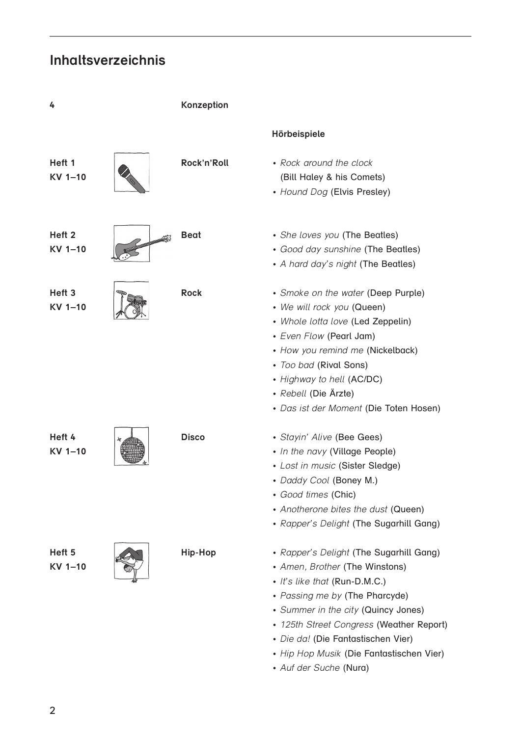# Inhaltsverzeichnis

| | | | Hörbeispiele |
|---|---|---|---|
| 4 | | **Konzeption** | |
| **Heft 1**<br>**KV 1–10** | | **Rock'n'Roll** | • *Rock around the clock* (Bill Haley & his Comets)<br>• *Hound Dog* (Elvis Presley) |
| **Heft 2**<br>**KV 1–10** | | **Beat** | • *She loves you* (The Beatles)<br>• *Good day sunshine* (The Beatles)<br>• *A hard day's night* (The Beatles) |
| **Heft 3**<br>**KV 1–10** | | **Rock** | • *Smoke on the water* (Deep Purple)<br>• *We will rock you* (Queen)<br>• *Whole lotta love* (Led Zeppelin)<br>• *Even Flow* (Pearl Jam)<br>• *How you remind me* (Nickelback)<br>• *Too bad* (Rival Sons)<br>• *Highway to hell* (AC/DC)<br>• *Rebell* (Die Ärzte)<br>• *Das ist der Moment* (Die Toten Hosen) |
| **Heft 4**<br>**KV 1–10** | | **Disco** | • *Stayin' Alive* (Bee Gees)<br>• *In the navy* (Village People)<br>• *Lost in music* (Sister Sledge)<br>• *Daddy Cool* (Boney M.)<br>• *Good times* (Chic)<br>• *Anotherone bites the dust* (Queen)<br>• *Rapper's Delight* (The Sugarhill Gang) |
| **Heft 5**<br>**KV 1–10** | | **Hip-Hop** | • *Rapper's Delight* (The Sugarhill Gang)<br>• *Amen, Brother* (The Winstons)<br>• *It's like that* (Run-D.M.C.)<br>• *Passing me by* (The Pharcyde)<br>• *Summer in the city* (Quincy Jones)<br>• *125th Street Congress* (Weather Report)<br>• *Die da!* (Die Fantastischen Vier)<br>• *Hip Hop Musik* (Die Fantastischen Vier)<br>• *Auf der Suche* (Nura) |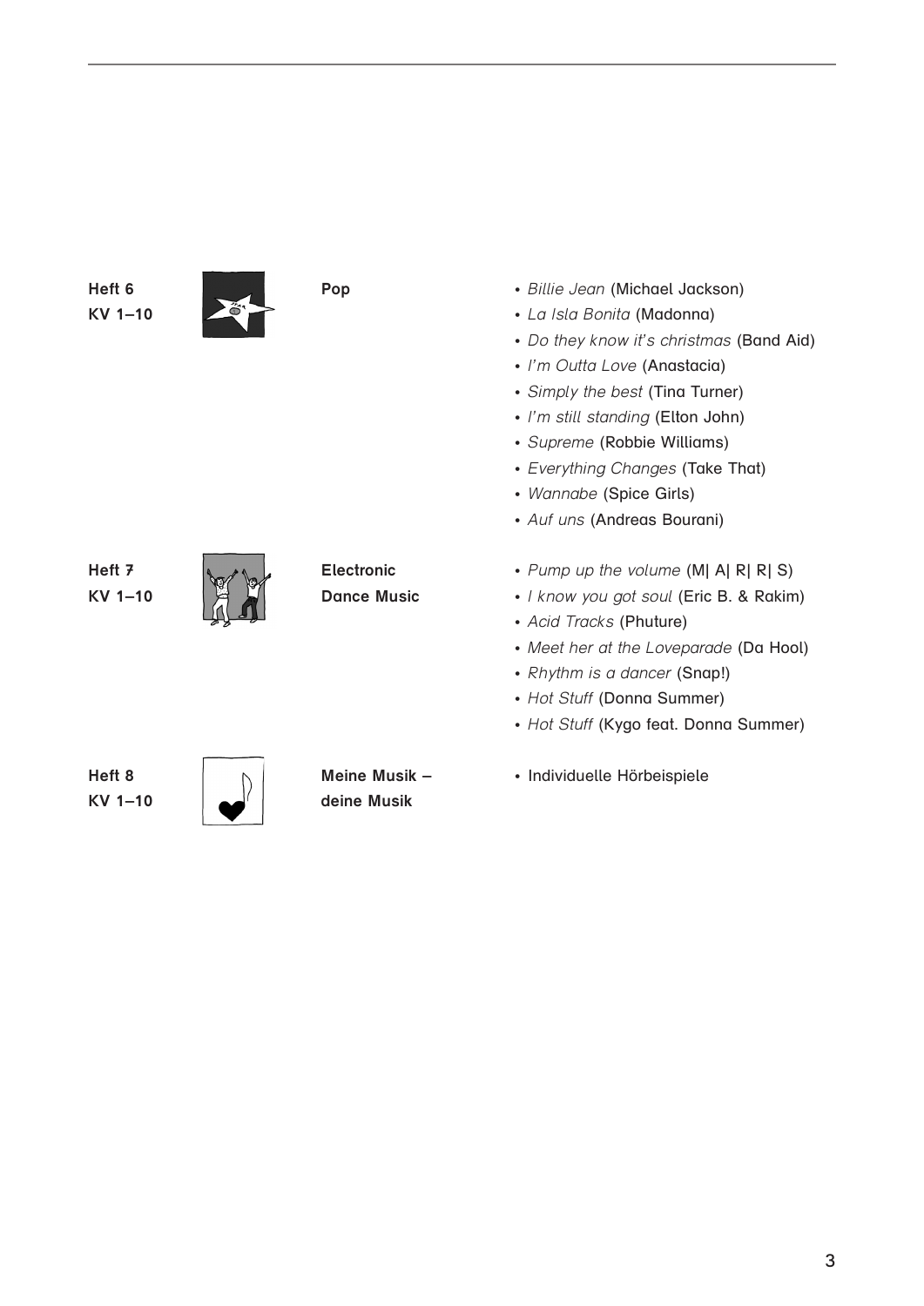| | | | |
|---|---|---|---|
| **Heft 6**<br>**KV 1–10** | | **Pop** | • *Billie Jean* (Michael Jackson)<br>• *La Isla Bonita* (Madonna)<br>• *Do they know it's christmas* (Band Aid)<br>• *I'm Outta Love* (Anastacia)<br>• *Simply the best* (Tina Turner)<br>• *I'm still standing* (Elton John)<br>• *Supreme* (Robbie Williams)<br>• *Everything Changes* (Take That)<br>• *Wannabe* (Spice Girls)<br>• *Auf uns* (Andreas Bourani) |
| **Heft 7**<br>**KV 1–10** | | **Electronic Dance Music** | • *Pump up the volume* (M\| A\| R\| R\| S)<br>• *I know you got soul* (Eric B. & Rakim)<br>• *Acid Tracks* (Phuture)<br>• *Meet her at the Loveparade* (Da Hool)<br>• *Rhythm is a dancer* (Snap!)<br>• *Hot Stuff* (Donna Summer)<br>• *Hot Stuff* (Kygo feat. Donna Summer) |
| **Heft 8**<br>**KV 1–10** | | **Meine Musik – deine Musik** | • Individuelle Hörbeispiele |